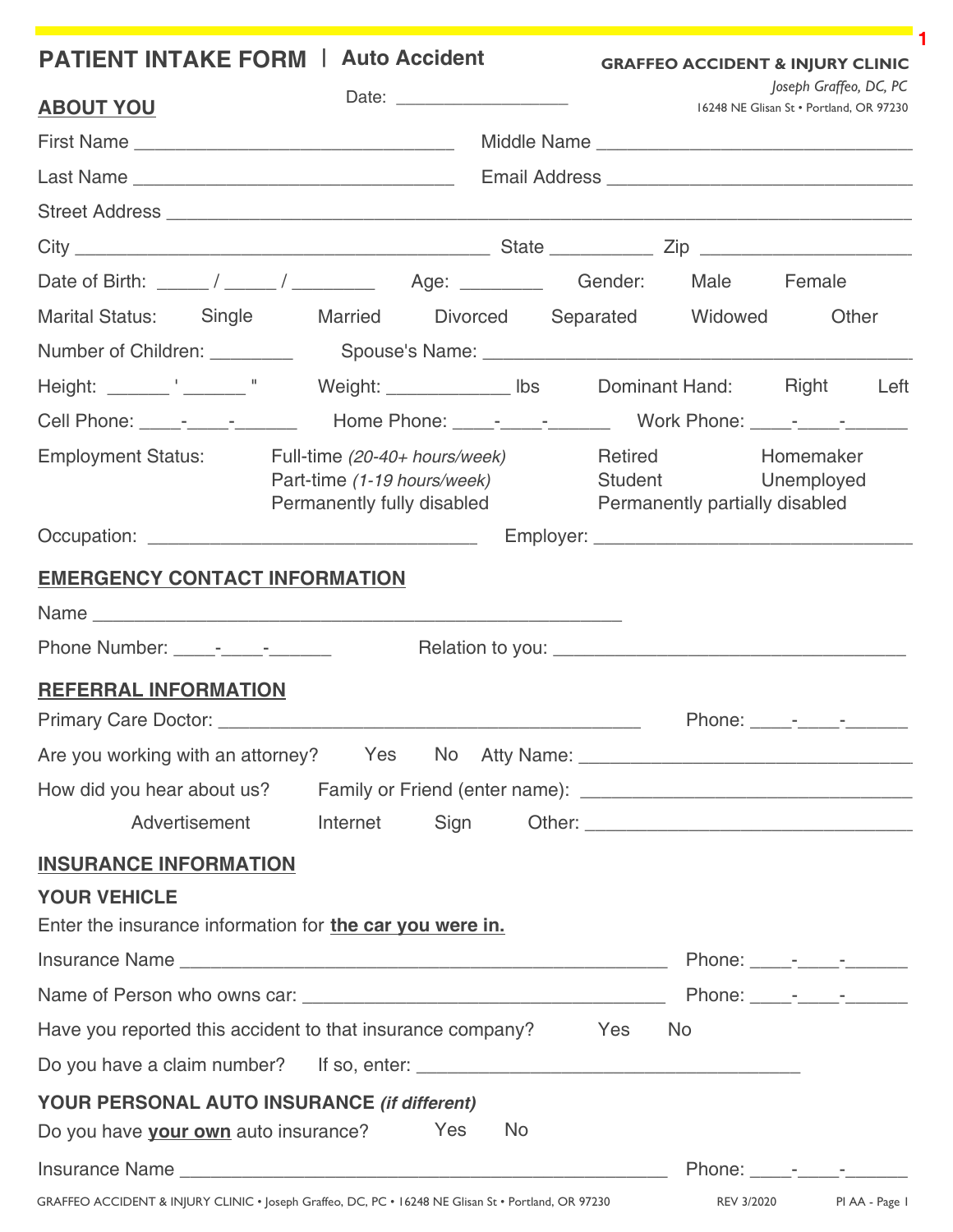# PATIENT INTAKE FORM | Auto Accident

**GRAFFEO ACCIDENT & INJURY CLINIC**
*Joseph Graffeo, DC, PC*
16248 NE Glisan St • Portland, OR 97230

Date: __________________

## ABOUT YOU

First Name ________________________________ Middle Name ________________________________

Last Name ________________________________ Email Address ______________________________

Street Address ______________________________________________________________________

City __________________________________________ State __________ Zip _____________________

Date of Birth: _____ / _____ / ________ Age: ________ Gender: Male Female

Marital Status: Single Married Divorced Separated Widowed Other

Number of Children: ________ Spouse's Name: ___________________________________________

Height: ______ ' ______ " Weight: ____________ lbs Dominant Hand: Right Left

Cell Phone: ____-____-______ Home Phone: ____-____-______ Work Phone: ____-____-______

Employment Status:
- Full-time *(20-40+ hours/week)*
- Part-time *(1-19 hours/week)*
- Permanently fully disabled
- Retired
- Student
- Permanently partially disabled
- Homemaker
- Unemployed

Occupation: ________________________________ Employer: _______________________________

## EMERGENCY CONTACT INFORMATION

Name ______________________________________________________

Phone Number: ____-____-______ Relation to you: ___________________________________

## REFERRAL INFORMATION

Primary Care Doctor: __________________________________________ Phone: ____-____-______

Are you working with an attorney? Yes No Atty Name: _________________________________

How did you hear about us? Family or Friend (enter name): _________________________________

Advertisement Internet Sign Other: _________________________________

## INSURANCE INFORMATION

### YOUR VEHICLE

Enter the insurance information for **the car you were in.**

Insurance Name ________________________________________________ Phone: ____-____-______

Name of Person who owns car: ___________________________________ Phone: ____-____-______

Have you reported this accident to that insurance company? Yes No

Do you have a claim number? If so, enter: _____________________________________

### YOUR PERSONAL AUTO INSURANCE *(if different)*

Do you have **your own** auto insurance? Yes No

Insurance Name ________________________________________________ Phone: ____-____-______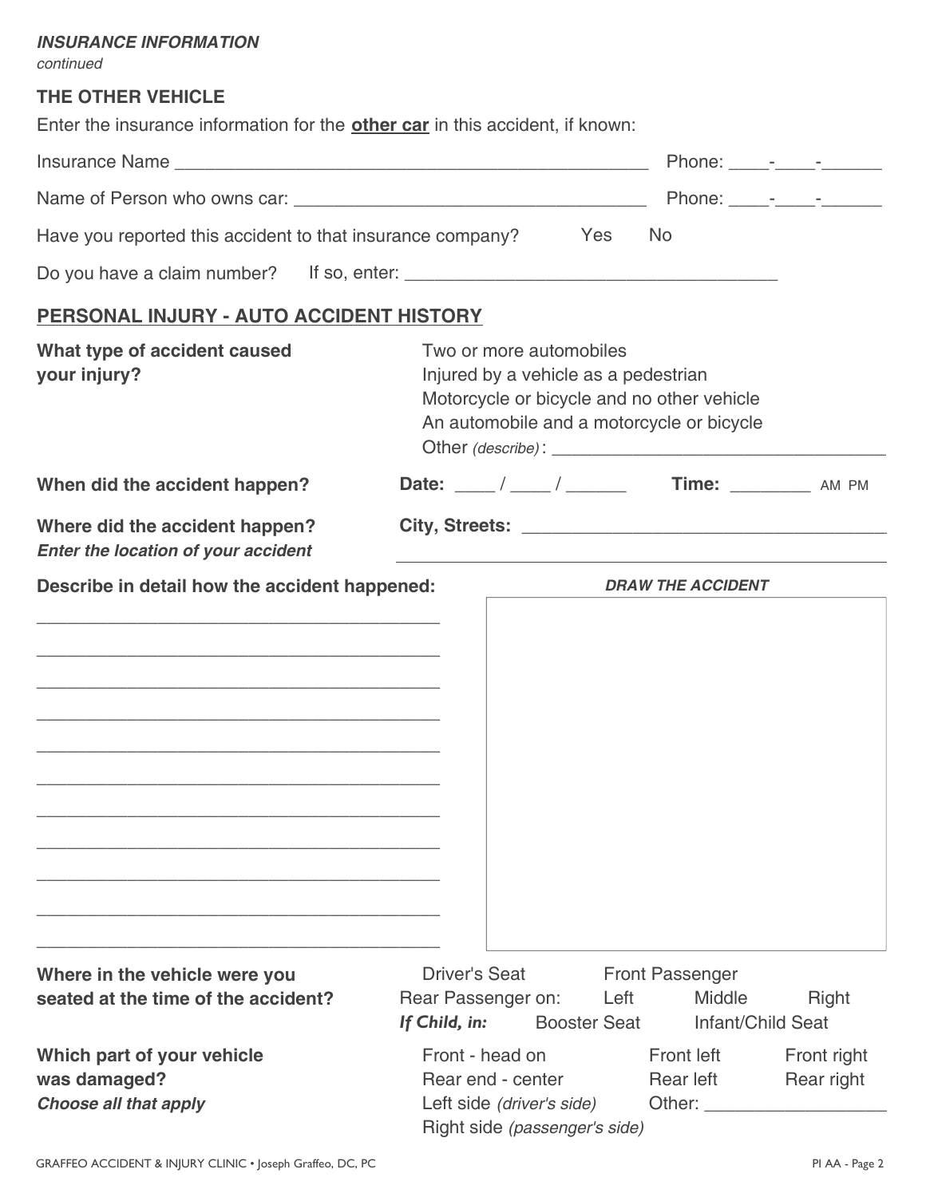***INSURANCE INFORMATION***
*continued*

**THE OTHER VEHICLE**

Enter the insurance information for the **<u>other car</u>** in this accident, if known:

Insurance Name _______________________________________________ Phone: ____-____-______

Name of Person who owns car: ___________________________________ Phone: ____-____-______

Have you reported this accident to that insurance company? Yes No

Do you have a claim number? If so, enter: ______________________________________

## <u>PERSONAL INJURY - AUTO ACCIDENT HISTORY</u>

**What type of accident caused your injury?**

- Two or more automobiles
- Injured by a vehicle as a pedestrian
- Motorcycle or bicycle and no other vehicle
- An automobile and a motorcycle or bicycle
- Other *(describe)*: ___________________________________

**When did the accident happen?** **Date:** ____ / ____ / ______ **Time:** ________ AM PM

**Where did the accident happen?**
***Enter the location of your accident***

**City, Streets:** _____________________________________
_______________________________________________

**Describe in detail how the accident happened:**

_________________________________________
_________________________________________
_________________________________________
_________________________________________
_________________________________________
_________________________________________
_________________________________________
_________________________________________
_________________________________________
_________________________________________
_________________________________________

***DRAW THE ACCIDENT***

**Where in the vehicle were you seated at the time of the accident?**

Driver's Seat Front Passenger
Rear Passenger on: Left Middle Right
***If Child, in:*** Booster Seat Infant/Child Seat

**Which part of your vehicle was damaged?**
***Choose all that apply***

Front - head on Front left Front right
Rear end - center Rear left Rear right
Left side *(driver's side)* Other: __________________
Right side *(passenger's side)*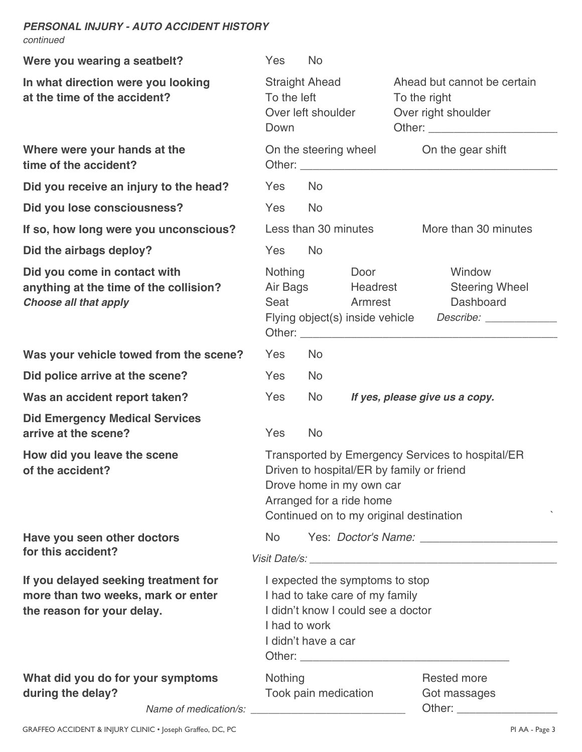*PERSONAL INJURY - AUTO ACCIDENT HISTORY*
*continued*

**Were you wearing a seatbelt?** Yes No

**In what direction were you looking at the time of the accident?**
Straight Ahead | Ahead but cannot be certain
To the left | To the right
Over left shoulder | Over right shoulder
Down | Other: ____________________

**Where were your hands at the time of the accident?**
On the steering wheel | On the gear shift
Other: ________________________________________

**Did you receive an injury to the head?** Yes No

**Did you lose consciousness?** Yes No

**If so, how long were you unconscious?** Less than 30 minutes | More than 30 minutes

**Did the airbags deploy?** Yes No

**Did you come in contact with anything at the time of the collision?**
***Choose all that apply***
Nothing | Door | Window
Air Bags | Headrest | Steering Wheel
Seat | Armrest | Dashboard
Flying object(s) inside vehicle *Describe:* ____________
Other: ________________________________________

**Was your vehicle towed from the scene?** Yes No

**Did police arrive at the scene?** Yes No

**Was an accident report taken?** Yes No ***If yes, please give us a copy.***

**Did Emergency Medical Services arrive at the scene?** Yes No

**How did you leave the scene of the accident?**
Transported by Emergency Services to hospital/ER
Driven to hospital/ER by family or friend
Drove home in my own car
Arranged for a ride home
Continued on to my original destination

**Have you seen other doctors for this accident?**
No Yes: *Doctor's Name:* ______________________
*Visit Date/s:* ________________________________________

**If you delayed seeking treatment for more than two weeks, mark or enter the reason for your delay.**
I expected the symptoms to stop
I had to take care of my family
I didn't know I could see a doctor
I had to work
I didn't have a car
Other: _________________________________

**What did you do for your symptoms during the delay?**
Nothing | Rested more
Took pain medication | Got massages
*Name of medication/s:* __________________________ | Other: ________________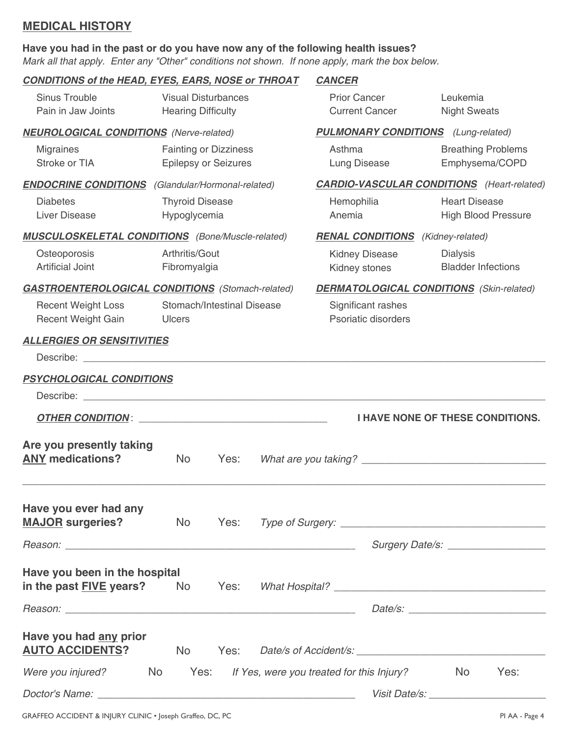## MEDICAL HISTORY

**Have you had in the past or do you have now any of the following health issues?**
*Mark all that apply. Enter any "Other" conditions not shown. If none apply, mark the box below.*

***CONDITIONS of the HEAD, EYES, EARS, NOSE or THROAT***

- Sinus Trouble
- Visual Disturbances
- Pain in Jaw Joints
- Hearing Difficulty

***NEUROLOGICAL CONDITIONS*** *(Nerve-related)*

- Migraines
- Fainting or Dizziness
- Stroke or TIA
- Epilepsy or Seizures

***ENDOCRINE CONDITIONS*** *(Glandular/Hormonal-related)*

- Diabetes
- Thyroid Disease
- Liver Disease
- Hypoglycemia

***MUSCULOSKELETAL CONDITIONS*** *(Bone/Muscle-related)*

- Osteoporosis
- Arthritis/Gout
- Artificial Joint
- Fibromyalgia

***GASTROENTEROLOGICAL CONDITIONS*** *(Stomach-related)*

- Recent Weight Loss
- Stomach/Intestinal Disease
- Recent Weight Gain
- Ulcers

***CANCER***

- Prior Cancer
- Leukemia
- Current Cancer
- Night Sweats

***PULMONARY CONDITIONS*** *(Lung-related)*

- Asthma
- Breathing Problems
- Lung Disease
- Emphysema/COPD

***CARDIO-VASCULAR CONDITIONS*** *(Heart-related)*

- Hemophilia
- Heart Disease
- Anemia
- High Blood Pressure

***RENAL CONDITIONS*** *(Kidney-related)*

- Kidney Disease
- Dialysis
- Kidney stones
- Bladder Infections

***DERMATOLOGICAL CONDITIONS*** *(Skin-related)*

- Significant rashes
- Psoriatic disorders

***ALLERGIES OR SENSITIVITIES***

Describe: ______________________________________________________________________________

***PSYCHOLOGICAL CONDITIONS***

Describe: ______________________________________________________________________________

***OTHER CONDITION***: ________________________________ **I HAVE NONE OF THESE CONDITIONS.**

**Are you presently taking ANY medications?** No Yes: *What are you taking?* ________________________________

______________________________________________________________________________

**Have you ever had any MAJOR surgeries?** No Yes: *Type of Surgery:* ________________________________

*Reason:* ________________________________________________ *Surgery Date/s:* ________________

**Have you been in the hospital in the past FIVE years?** No Yes: *What Hospital?* ________________________________

*Reason:* ________________________________________________ *Date/s:* ______________________

**Have you had any prior AUTO ACCIDENTS?** No Yes: *Date/s of Accident/s:* ________________________________

*Were you injured?* No Yes: *If Yes, were you treated for this Injury?* No Yes:

*Doctor's Name:* ___________________________________________ *Visit Date/s:* ____________________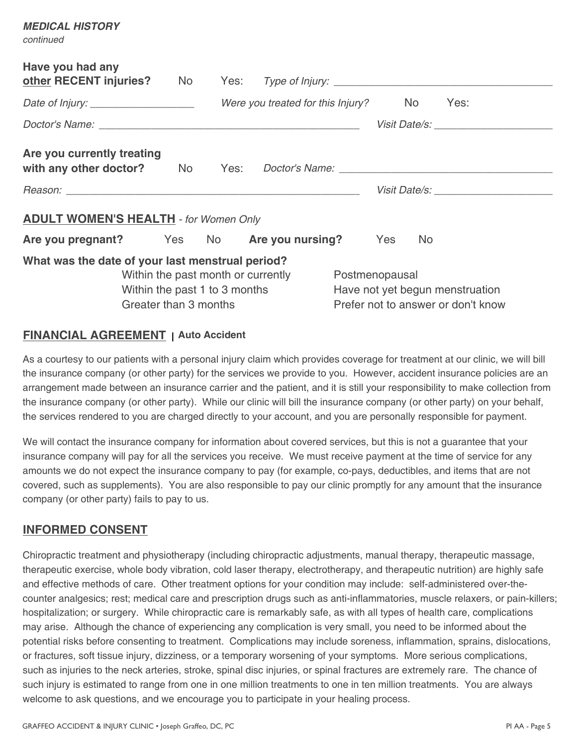***MEDICAL HISTORY***
*continued*

**Have you had any <u>other</u> RECENT injuries?** No Yes: *Type of Injury:* ______________________________________

*Date of Injury:* __________________ *Were you treated for this Injury?* No Yes:

*Doctor's Name:* ______________________________________________ *Visit Date/s:* ____________________

**Are you currently treating with any other doctor?** No Yes: *Doctor's Name:* ____________________________________

*Reason:* ___________________________________________________ *Visit Date/s:* ____________________

## ADULT WOMEN'S HEALTH - *for Women Only*

**Are you pregnant?** Yes No **Are you nursing?** Yes No

**What was the date of your last menstrual period?**

Within the past month or currently
Within the past 1 to 3 months
Greater than 3 months
Postmenopausal
Have not yet begun menstruation
Prefer not to answer or don't know

## FINANCIAL AGREEMENT | Auto Accident

As a courtesy to our patients with a personal injury claim which provides coverage for treatment at our clinic, we will bill the insurance company (or other party) for the services we provide to you. However, accident insurance policies are an arrangement made between an insurance carrier and the patient, and it is still your responsibility to make collection from the insurance company (or other party). While our clinic will bill the insurance company (or other party) on your behalf, the services rendered to you are charged directly to your account, and you are personally responsible for payment.

We will contact the insurance company for information about covered services, but this is not a guarantee that your insurance company will pay for all the services you receive. We must receive payment at the time of service for any amounts we do not expect the insurance company to pay (for example, co-pays, deductibles, and items that are not covered, such as supplements). You are also responsible to pay our clinic promptly for any amount that the insurance company (or other party) fails to pay to us.

## INFORMED CONSENT

Chiropractic treatment and physiotherapy (including chiropractic adjustments, manual therapy, therapeutic massage, therapeutic exercise, whole body vibration, cold laser therapy, electrotherapy, and therapeutic nutrition) are highly safe and effective methods of care. Other treatment options for your condition may include: self-administered over-the-counter analgesics; rest; medical care and prescription drugs such as anti-inflammatories, muscle relaxers, or pain-killers; hospitalization; or surgery. While chiropractic care is remarkably safe, as with all types of health care, complications may arise. Although the chance of experiencing any complication is very small, you need to be informed about the potential risks before consenting to treatment. Complications may include soreness, inflammation, sprains, dislocations, or fractures, soft tissue injury, dizziness, or a temporary worsening of your symptoms. More serious complications, such as injuries to the neck arteries, stroke, spinal disc injuries, or spinal fractures are extremely rare. The chance of such injury is estimated to range from one in one million treatments to one in ten million treatments. You are always welcome to ask questions, and we encourage you to participate in your healing process.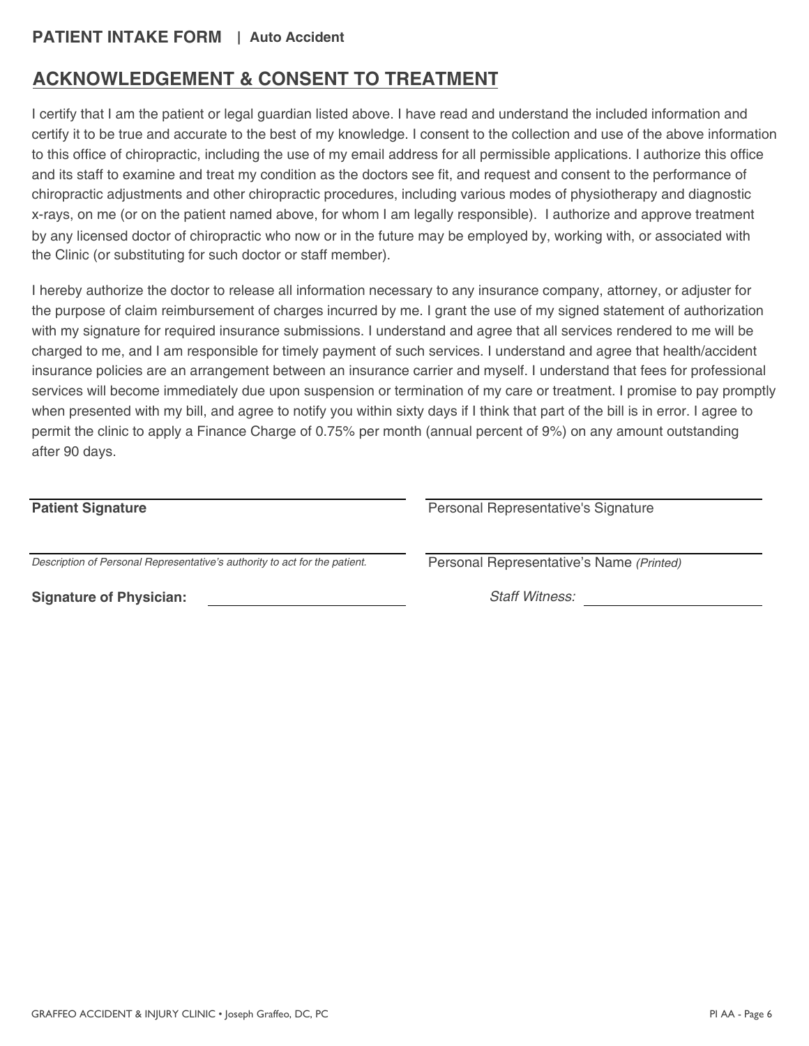## ACKNOWLEDGEMENT & CONSENT TO TREATMENT

I certify that I am the patient or legal guardian listed above. I have read and understand the included information and certify it to be true and accurate to the best of my knowledge. I consent to the collection and use of the above information to this office of chiropractic, including the use of my email address for all permissible applications. I authorize this office and its staff to examine and treat my condition as the doctors see fit, and request and consent to the performance of chiropractic adjustments and other chiropractic procedures, including various modes of physiotherapy and diagnostic x-rays, on me (or on the patient named above, for whom I am legally responsible). I authorize and approve treatment by any licensed doctor of chiropractic who now or in the future may be employed by, working with, or associated with the Clinic (or substituting for such doctor or staff member).

I hereby authorize the doctor to release all information necessary to any insurance company, attorney, or adjuster for the purpose of claim reimbursement of charges incurred by me. I grant the use of my signed statement of authorization with my signature for required insurance submissions. I understand and agree that all services rendered to me will be charged to me, and I am responsible for timely payment of such services. I understand and agree that health/accident insurance policies are an arrangement between an insurance carrier and myself. I understand that fees for professional services will become immediately due upon suspension or termination of my care or treatment. I promise to pay promptly when presented with my bill, and agree to notify you within sixty days if I think that part of the bill is in error. I agree to permit the clinic to apply a Finance Charge of 0.75% per month (annual percent of 9%) on any amount outstanding after 90 days.

**Patient Signature** ______________________

Personal Representative's Signature ______________________

*Description of Personal Representative's authority to act for the patient.* ______________________

Personal Representative's Name *(Printed)* ______________________

**Signature of Physician:** ______________________

*Staff Witness:* ______________________